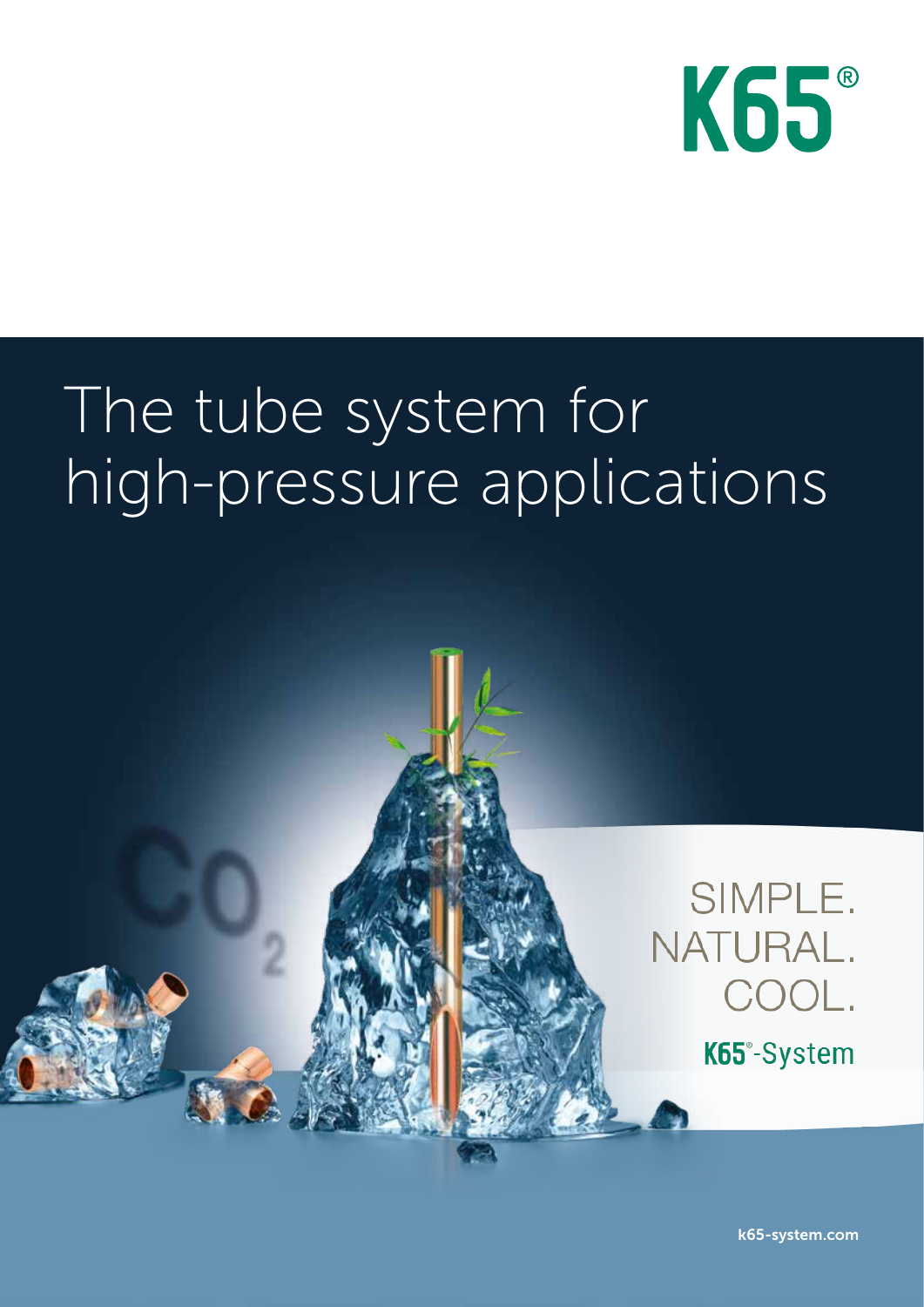K65®

# The tube system for high-pressure applications

SIMPLE.
NATURAL.
COOL.

K65®-System

k65-system.com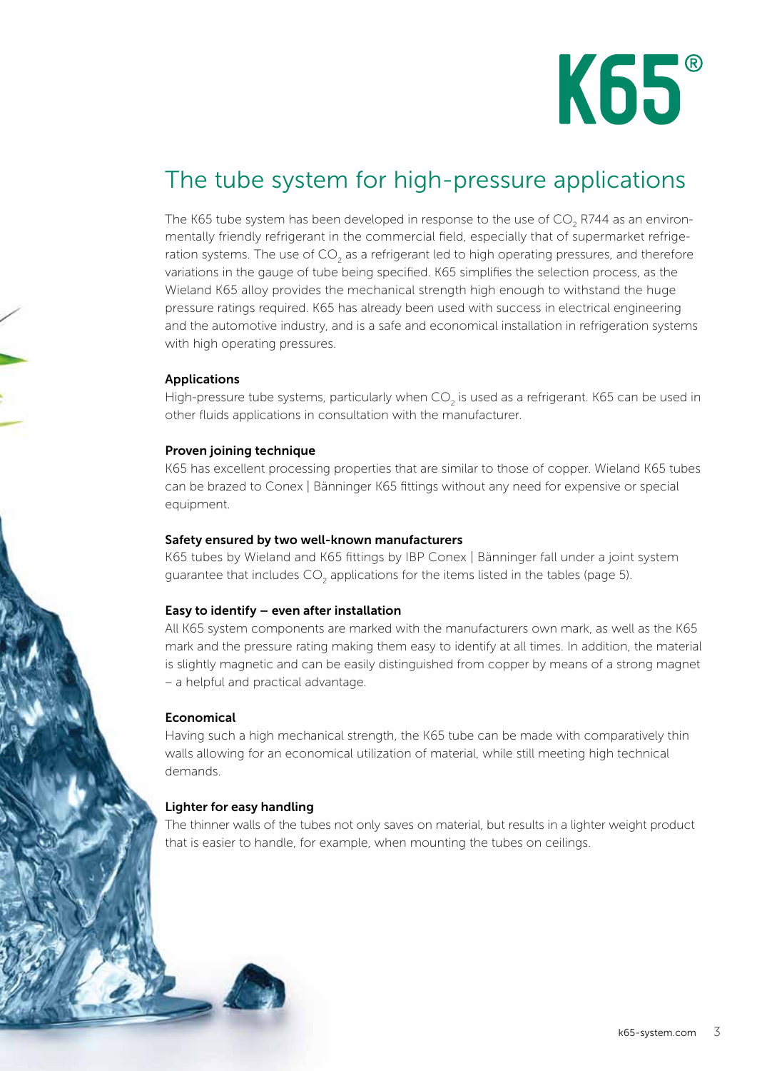# K65®

## The tube system for high-pressure applications

The K65 tube system has been developed in response to the use of $CO_2$ R744 as an environmentally friendly refrigerant in the commercial field, especially that of supermarket refrigeration systems. The use of $CO_2$ as a refrigerant led to high operating pressures, and therefore variations in the gauge of tube being specified. K65 simplifies the selection process, as the Wieland K65 alloy provides the mechanical strength high enough to withstand the huge pressure ratings required. K65 has already been used with success in electrical engineering and the automotive industry, and is a safe and economical installation in refrigeration systems with high operating pressures.

### Applications

High-pressure tube systems, particularly when $CO_2$ is used as a refrigerant. K65 can be used in other fluids applications in consultation with the manufacturer.

### Proven joining technique

K65 has excellent processing properties that are similar to those of copper. Wieland K65 tubes can be brazed to Conex | Bänninger K65 fittings without any need for expensive or special equipment.

### Safety ensured by two well-known manufacturers

K65 tubes by Wieland and K65 fittings by IBP Conex | Bänninger fall under a joint system guarantee that includes $CO_2$ applications for the items listed in the tables (page 5).

### Easy to identify – even after installation

All K65 system components are marked with the manufacturers own mark, as well as the K65 mark and the pressure rating making them easy to identify at all times. In addition, the material is slightly magnetic and can be easily distinguished from copper by means of a strong magnet – a helpful and practical advantage.

### Economical

Having such a high mechanical strength, the K65 tube can be made with comparatively thin walls allowing for an economical utilization of material, while still meeting high technical demands.

### Lighter for easy handling

The thinner walls of the tubes not only saves on material, but results in a lighter weight product that is easier to handle, for example, when mounting the tubes on ceilings.

k65-system.com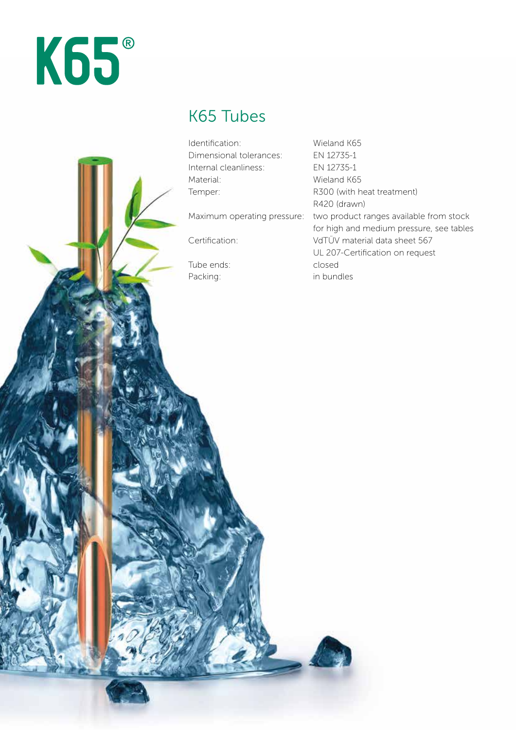# K65®

## K65 Tubes

| | |
|---|---|
| Identification: | Wieland K65 |
| Dimensional tolerances: | EN 12735-1 |
| Internal cleanliness: | EN 12735-1 |
| Material: | Wieland K65 |
| Temper: | R300 (with heat treatment)<br>R420 (drawn) |
| Maximum operating pressure: | two product ranges available from stock for high and medium pressure, see tables |
| Certification: | VdTÜV material data sheet 567<br>UL 207-Certification on request |
| Tube ends: | closed |
| Packing: | in bundles |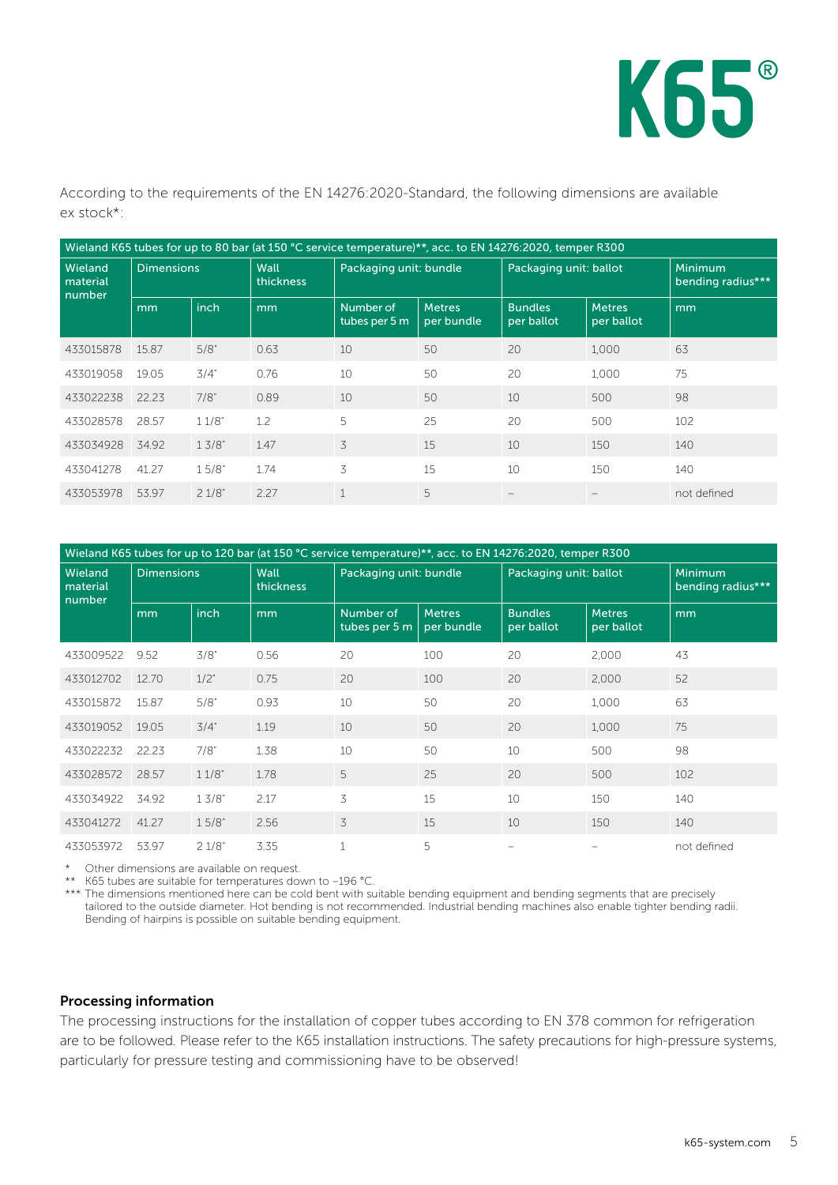# K65®

According to the requirements of the EN 14276:2020-Standard, the following dimensions are available ex stock*:

| Wieland K65 tubes for up to 80 bar (at 150 °C service temperature)**, acc. to EN 14276:2020, temper R300 | | | | | | | | |
|---|---|---|---|---|---|---|---|---|
| Wieland material number | Dimensions | | Wall thickness | Packaging unit: bundle | | Packaging unit: ballot | | Minimum bending radius*** |
| | mm | inch | mm | Number of tubes per 5 m | Metres per bundle | Bundles per ballot | Metres per ballot | mm |
| 433015878 | 15.87 | 5/8" | 0.63 | 10 | 50 | 20 | 1,000 | 63 |
| 433019058 | 19.05 | 3/4" | 0.76 | 10 | 50 | 20 | 1,000 | 75 |
| 433022238 | 22.23 | 7/8" | 0.89 | 10 | 50 | 10 | 500 | 98 |
| 433028578 | 28.57 | 1 1/8" | 1.2 | 5 | 25 | 20 | 500 | 102 |
| 433034928 | 34.92 | 1 3/8" | 1.47 | 3 | 15 | 10 | 150 | 140 |
| 433041278 | 41.27 | 1 5/8" | 1.74 | 3 | 15 | 10 | 150 | 140 |
| 433053978 | 53.97 | 2 1/8" | 2.27 | 1 | 5 | – | – | not defined |

| Wieland K65 tubes for up to 120 bar (at 150 °C service temperature)**, acc. to EN 14276:2020, temper R300 | | | | | | | | |
|---|---|---|---|---|---|---|---|---|
| Wieland material number | Dimensions | | Wall thickness | Packaging unit: bundle | | Packaging unit: ballot | | Minimum bending radius*** |
| | mm | inch | mm | Number of tubes per 5 m | Metres per bundle | Bundles per ballot | Metres per ballot | mm |
| 433009522 | 9.52 | 3/8" | 0.56 | 20 | 100 | 20 | 2,000 | 43 |
| 433012702 | 12.70 | 1/2" | 0.75 | 20 | 100 | 20 | 2,000 | 52 |
| 433015872 | 15.87 | 5/8" | 0.93 | 10 | 50 | 20 | 1,000 | 63 |
| 433019052 | 19.05 | 3/4" | 1.19 | 10 | 50 | 20 | 1,000 | 75 |
| 433022232 | 22.23 | 7/8" | 1.38 | 10 | 50 | 10 | 500 | 98 |
| 433028572 | 28.57 | 1 1/8" | 1.78 | 5 | 25 | 20 | 500 | 102 |
| 433034922 | 34.92 | 1 3/8" | 2.17 | 3 | 15 | 10 | 150 | 140 |
| 433041272 | 41.27 | 1 5/8" | 2.56 | 3 | 15 | 10 | 150 | 140 |
| 433053972 | 53.97 | 2 1/8" | 3.35 | 1 | 5 | – | – | not defined |

\* Other dimensions are available on request.
\** K65 tubes are suitable for temperatures down to –196 °C.
\*** The dimensions mentioned here can be cold bent with suitable bending equipment and bending segments that are precisely tailored to the outside diameter. Hot bending is not recommended. Industrial bending machines also enable tighter bending radii. Bending of hairpins is possible on suitable bending equipment.

**Processing information**

The processing instructions for the installation of copper tubes according to EN 378 common for refrigeration are to be followed. Please refer to the K65 installation instructions. The safety precautions for high-pressure systems, particularly for pressure testing and commissioning have to be observed!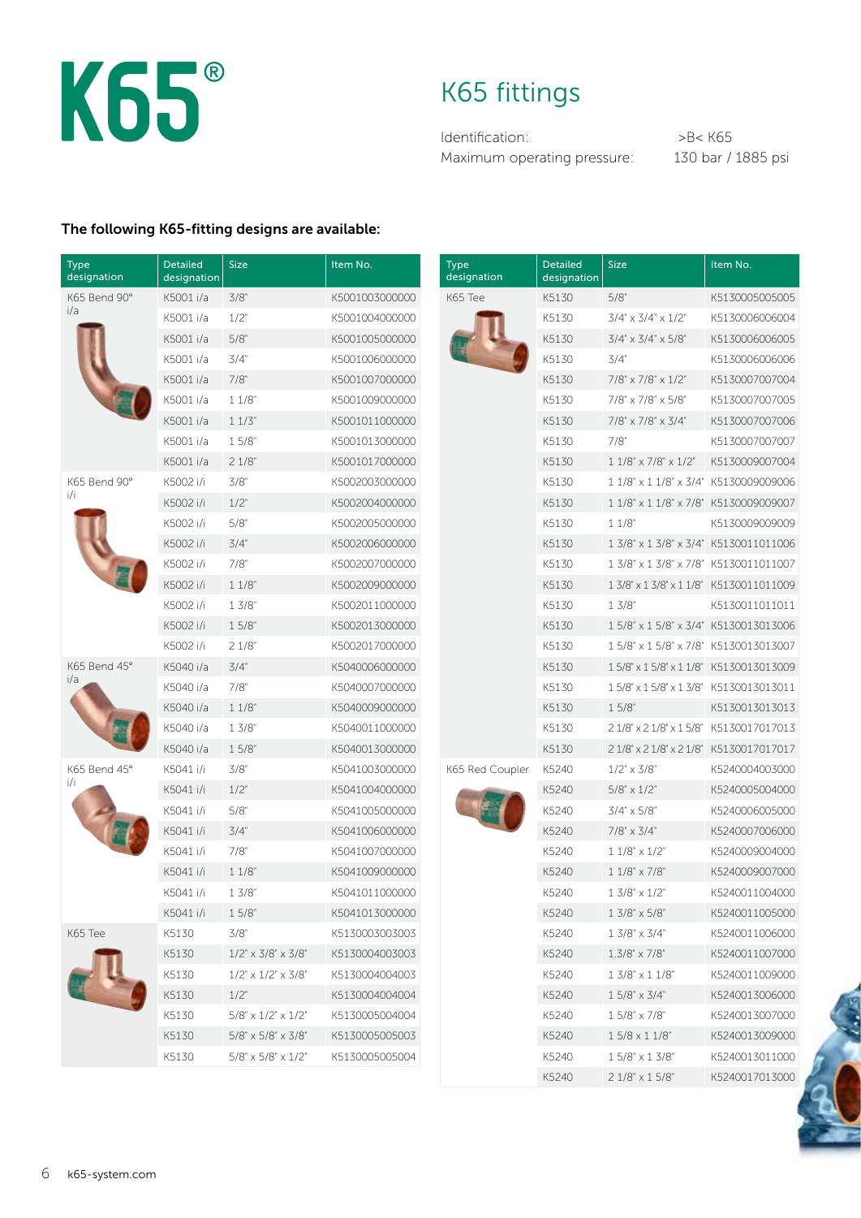# K65®

## K65 fittings

Identification: >B< K65
Maximum operating pressure: 130 bar / 1885 psi

**The following K65-fitting designs are available:**

| Type designation | Detailed designation | Size | Item No. |
|---|---|---|---|
| K65 Bend 90° i/a | K5001 i/a | 3/8" | K5001003000000 |
| | K5001 i/a | 1/2" | K5001004000000 |
| | K5001 i/a | 5/8" | K5001005000000 |
| | K5001 i/a | 3/4" | K5001006000000 |
| | K5001 i/a | 7/8" | K5001007000000 |
| | K5001 i/a | 1 1/8" | K5001009000000 |
| | K5001 i/a | 1 1/3" | K5001011000000 |
| | K5001 i/a | 1 5/8" | K5001013000000 |
| | K5001 i/a | 2 1/8" | K5001017000000 |
| K65 Bend 90° i/i | K5002 i/i | 3/8" | K5002003000000 |
| | K5002 i/i | 1/2" | K5002004000000 |
| | K5002 i/i | 5/8" | K5002005000000 |
| | K5002 i/i | 3/4" | K5002006000000 |
| | K5002 i/i | 7/8" | K5002007000000 |
| | K5002 i/i | 1 1/8" | K5002009000000 |
| | K5002 i/i | 1 3/8" | K5002011000000 |
| | K5002 i/i | 1 5/8" | K5002013000000 |
| | K5002 i/i | 2 1/8" | K5002017000000 |
| K65 Bend 45° i/a | K5040 i/a | 3/4" | K5040006000000 |
| | K5040 i/a | 7/8" | K5040007000000 |
| | K5040 i/a | 1 1/8" | K5040009000000 |
| | K5040 i/a | 1 3/8" | K5040011000000 |
| | K5040 i/a | 1 5/8" | K5040013000000 |
| K65 Bend 45° i/i | K5041 i/i | 3/8" | K5041003000000 |
| | K5041 i/i | 1/2" | K5041004000000 |
| | K5041 i/i | 5/8" | K5041005000000 |
| | K5041 i/i | 3/4" | K5041006000000 |
| | K5041 i/i | 7/8" | K5041007000000 |
| | K5041 i/i | 1 1/8" | K5041009000000 |
| | K5041 i/i | 1 3/8" | K5041011000000 |
| | K5041 i/i | 1 5/8" | K5041013000000 |
| K65 Tee | K5130 | 3/8" | K5130003003003 |
| | K5130 | 1/2" x 3/8" x 3/8" | K5130004003003 |
| | K5130 | 1/2" x 1/2" x 3/8" | K5130004004003 |
| | K5130 | 1/2" | K5130004004004 |
| | K5130 | 5/8" x 1/2" x 1/2" | K5130005004004 |
| | K5130 | 5/8" x 5/8" x 3/8" | K5130005005003 |
| | K5130 | 5/8" x 5/8" x 1/2" | K5130005005004 |

| Type designation | Detailed designation | Size | Item No. |
|---|---|---|---|
| K65 Tee | K5130 | 5/8" | K5130005005005 |
| | K5130 | 3/4" x 3/4" x 1/2" | K5130006006004 |
| | K5130 | 3/4" x 3/4" x 5/8" | K5130006006005 |
| | K5130 | 3/4" | K5130006006006 |
| | K5130 | 7/8" x 7/8" x 1/2" | K5130007007004 |
| | K5130 | 7/8" x 7/8" x 5/8" | K5130007007005 |
| | K5130 | 7/8" x 7/8" x 3/4" | K5130007007006 |
| | K5130 | 7/8" | K5130007007007 |
| | K5130 | 1 1/8" x 7/8" x 1/2" | K5130009007004 |
| | K5130 | 1 1/8" x 1 1/8" x 3/4" | K5130009009006 |
| | K5130 | 1 1/8" x 1 1/8" x 7/8" | K5130009009007 |
| | K5130 | 1 1/8" | K5130009009009 |
| | K5130 | 1 3/8" x 1 3/8" x 3/4" | K5130011011006 |
| | K5130 | 1 3/8" x 1 3/8" x 7/8" | K5130011011007 |
| | K5130 | 1 3/8" x 1 3/8" x 1 1/8" | K5130011011009 |
| | K5130 | 1 3/8" | K5130011011011 |
| | K5130 | 1 5/8" x 1 5/8" x 3/4" | K5130013013006 |
| | K5130 | 1 5/8" x 1 5/8" x 7/8" | K5130013013007 |
| | K5130 | 1 5/8" x 1 5/8" x 1 1/8" | K5130013013009 |
| | K5130 | 1 5/8" x 1 5/8" x 1 3/8" | K5130013013011 |
| | K5130 | 1 5/8" | K5130013013013 |
| | K5130 | 2 1/8" x 2 1/8" x 1 5/8" | K5130017017013 |
| | K5130 | 2 1/8" x 2 1/8" x 2 1/8" | K5130017017017 |
| K65 Red Coupler | K5240 | 1/2" x 3/8" | K5240004003000 |
| | K5240 | 5/8" x 1/2" | K5240005004000 |
| | K5240 | 3/4" x 5/8" | K5240006005000 |
| | K5240 | 7/8" x 3/4" | K5240007006000 |
| | K5240 | 1 1/8" x 1/2" | K5240009004000 |
| | K5240 | 1 1/8" x 7/8" | K5240009007000 |
| | K5240 | 1 3/8" x 1/2" | K5240011004000 |
| | K5240 | 1 3/8" x 5/8" | K5240011005000 |
| | K5240 | 1 3/8" x 3/4" | K5240011006000 |
| | K5240 | 1.3/8" x 7/8" | K5240011007000 |
| | K5240 | 1 3/8" x 1 1/8" | K5240011009000 |
| | K5240 | 1 5/8" x 3/4" | K5240013006000 |
| | K5240 | 1 5/8" x 7/8" | K5240013007000 |
| | K5240 | 1 5/8 x 1 1/8" | K5240013009000 |
| | K5240 | 1 5/8" x 1 3/8" | K5240013011000 |
| | K5240 | 2 1/8" x 1 5/8" | K5240017013000 |

k65-system.com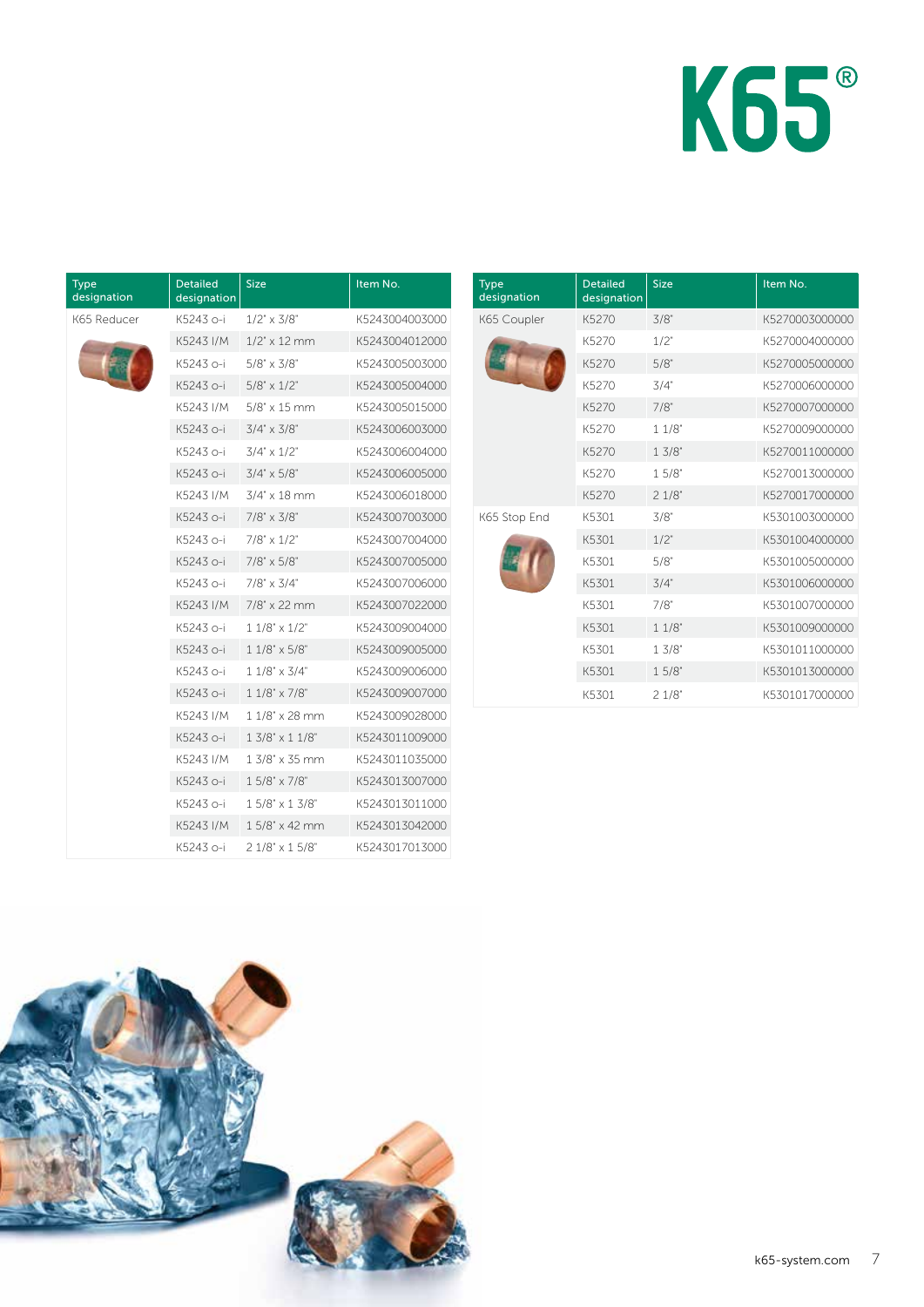# K65®

| Type designation | Detailed designation | Size | Item No. |
|---|---|---|---|
| K65 Reducer | K5243 o-i | 1/2" x 3/8" | K5243004003000 |
| | K5243 I/M | 1/2" x 12 mm | K5243004012000 |
| | K5243 o-i | 5/8" x 3/8" | K5243005003000 |
| | K5243 o-i | 5/8" x 1/2" | K5243005004000 |
| | K5243 I/M | 5/8" x 15 mm | K5243005015000 |
| | K5243 o-i | 3/4" x 3/8" | K5243006003000 |
| | K5243 o-i | 3/4" x 1/2" | K5243006004000 |
| | K5243 o-i | 3/4" x 5/8" | K5243006005000 |
| | K5243 I/M | 3/4" x 18 mm | K5243006018000 |
| | K5243 o-i | 7/8" x 3/8" | K5243007003000 |
| | K5243 o-i | 7/8" x 1/2" | K5243007004000 |
| | K5243 o-i | 7/8" x 5/8" | K5243007005000 |
| | K5243 o-i | 7/8" x 3/4" | K5243007006000 |
| | K5243 I/M | 7/8" x 22 mm | K5243007022000 |
| | K5243 o-i | 1 1/8" x 1/2" | K5243009004000 |
| | K5243 o-i | 1 1/8" x 5/8" | K5243009005000 |
| | K5243 o-i | 1 1/8" x 3/4" | K5243009006000 |
| | K5243 o-i | 1 1/8" x 7/8" | K5243009007000 |
| | K5243 I/M | 1 1/8" x 28 mm | K5243009028000 |
| | K5243 o-i | 1 3/8" x 1 1/8" | K5243011009000 |
| | K5243 I/M | 1 3/8" x 35 mm | K5243011035000 |
| | K5243 o-i | 1 5/8" x 7/8" | K5243013007000 |
| | K5243 o-i | 1 5/8" x 1 3/8" | K5243013011000 |
| | K5243 I/M | 1 5/8" x 42 mm | K5243013042000 |
| | K5243 o-i | 2 1/8" x 1 5/8" | K5243017013000 |

| Type designation | Detailed designation | Size | Item No. |
|---|---|---|---|
| K65 Coupler | K5270 | 3/8" | K5270003000000 |
| | K5270 | 1/2" | K5270004000000 |
| | K5270 | 5/8" | K5270005000000 |
| | K5270 | 3/4" | K5270006000000 |
| | K5270 | 7/8" | K5270007000000 |
| | K5270 | 1 1/8" | K5270009000000 |
| | K5270 | 1 3/8" | K5270011000000 |
| | K5270 | 1 5/8" | K5270013000000 |
| | K5270 | 2 1/8" | K5270017000000 |
| K65 Stop End | K5301 | 3/8" | K5301003000000 |
| | K5301 | 1/2" | K5301004000000 |
| | K5301 | 5/8" | K5301005000000 |
| | K5301 | 3/4" | K5301006000000 |
| | K5301 | 7/8" | K5301007000000 |
| | K5301 | 1 1/8" | K5301009000000 |
| | K5301 | 1 3/8" | K5301011000000 |
| | K5301 | 1 5/8" | K5301013000000 |
| | K5301 | 2 1/8" | K5301017000000 |

k65-system.com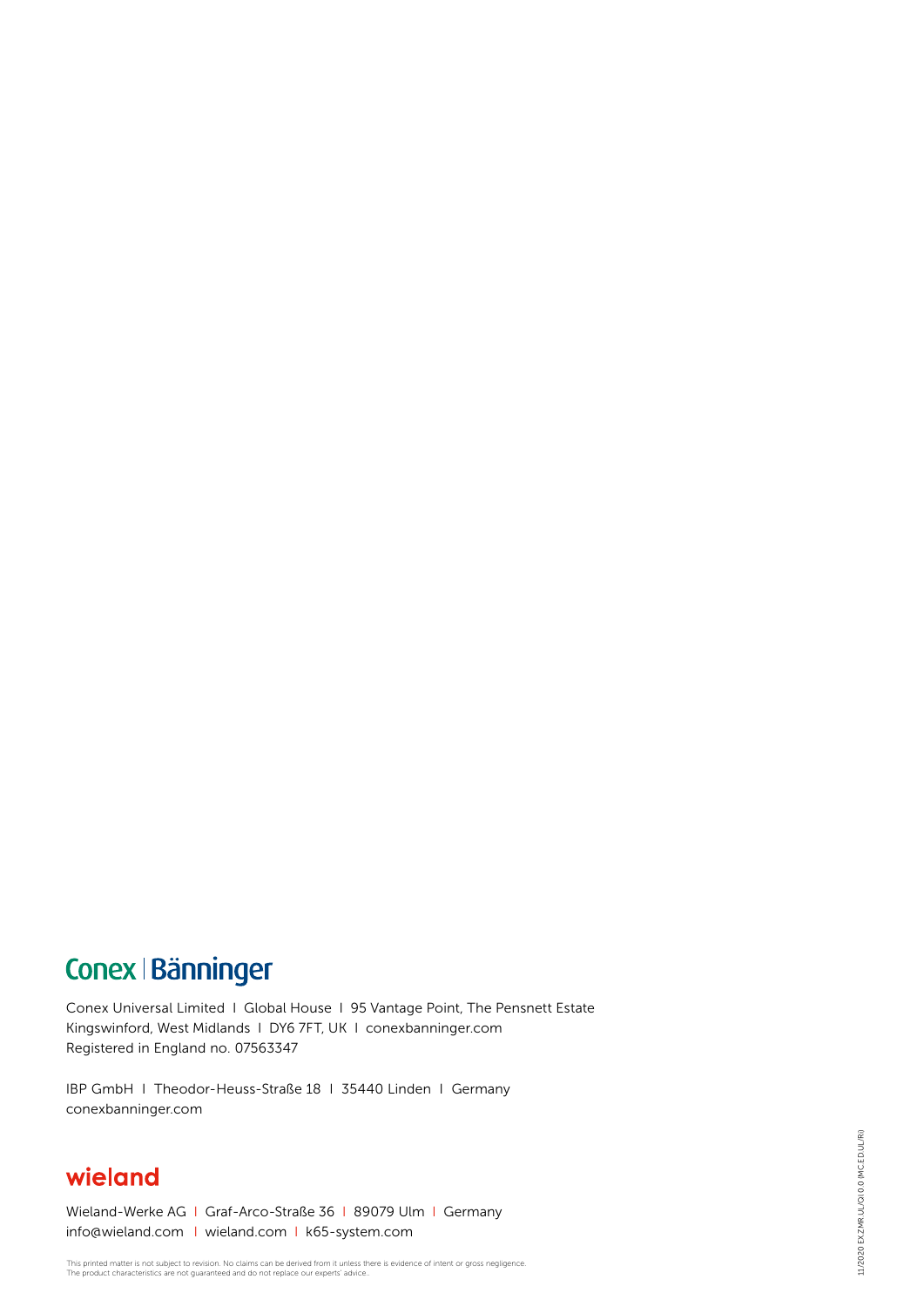Conex | Bänninger

Conex Universal Limited I Global House I 95 Vantage Point, The Pensnett Estate
Kingswinford, West Midlands I DY6 7FT, UK I conexbanninger.com
Registered in England no. 07563347

IBP GmbH I Theodor-Heuss-Straße 18 I 35440 Linden I Germany
conexbanninger.com

wieland

Wieland-Werke AG I Graf-Arco-Straße 36 I 89079 Ulm I Germany
info@wieland.com I wieland.com I k65-system.com

This printed matter is not subject to revision. No claims can be derived from it unless there is evidence of intent or gross negligence.
The product characteristics are not guaranteed and do not replace our experts' advice.

11/2020 EXZMRUL/QI0.0 (MCEDUL/Ri)